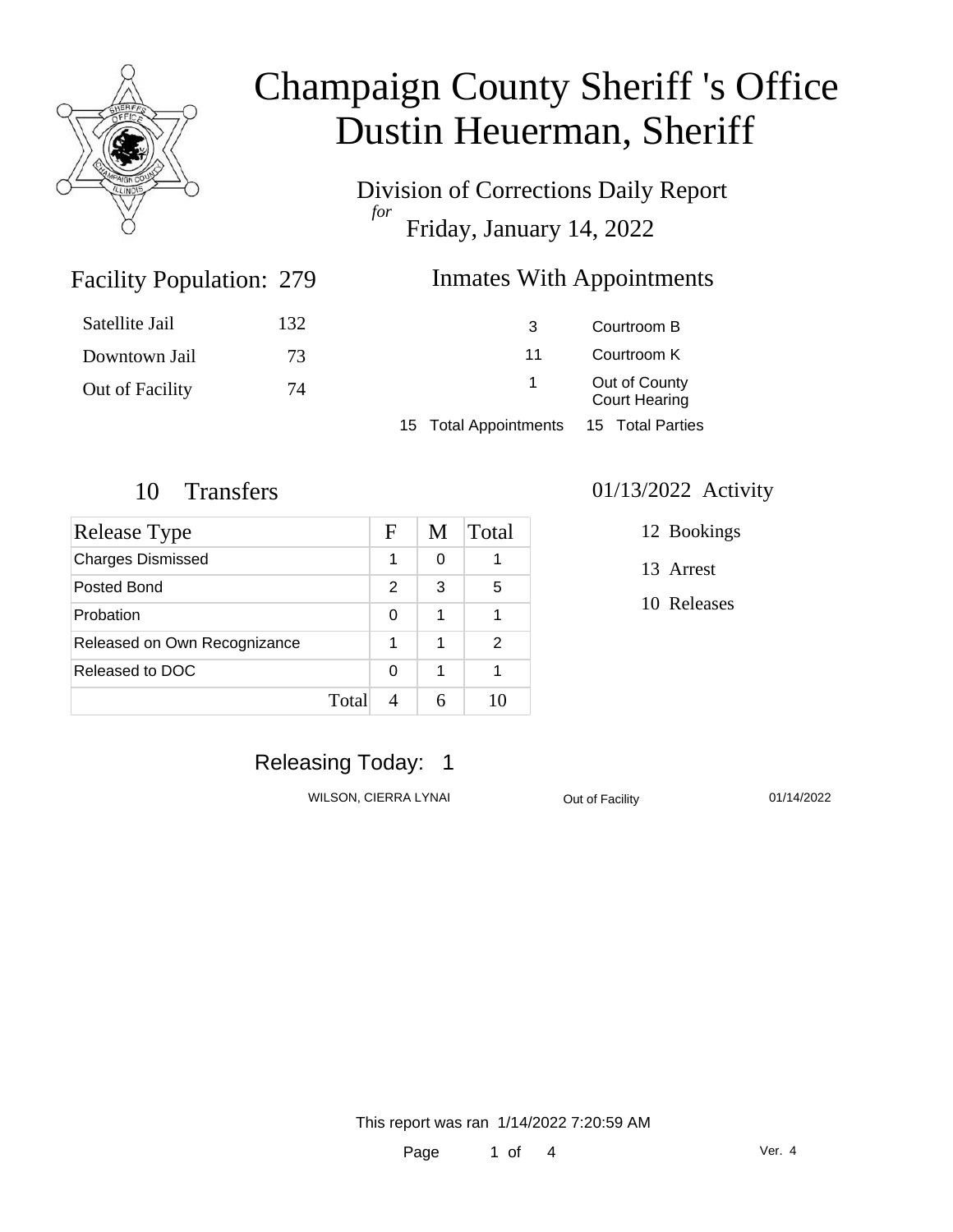# Champaign County Sheriff 's Office
# Dustin Heuerman, Sheriff

Division of Corrections Daily Report

*for*

Friday, January 14, 2022

## Facility Population: 279

| | |
|---|---|
| Satellite Jail | 132 |
| Downtown Jail | 73 |
| Out of Facility | 74 |

## Inmates With Appointments

| | |
|---|---|
| 3 | Courtroom B |
| 11 | Courtroom K |
| 1 | Out of County Court Hearing |

15 Total Appointments 15 Total Parties

## 10 Transfers

| Release Type | F | M | Total |
|---|---|---|---|
| Charges Dismissed | 1 | 0 | 1 |
| Posted Bond | 2 | 3 | 5 |
| Probation | 0 | 1 | 1 |
| Released on Own Recognizance | 1 | 1 | 2 |
| Released to DOC | 0 | 1 | 1 |
| Total | 4 | 6 | 10 |

## 01/13/2022 Activity

12 Bookings

13 Arrest

10 Releases

## Releasing Today: 1

| | | |
|---|---|---|
| WILSON, CIERRA LYNAI | Out of Facility | 01/14/2022 |

This report was ran 1/14/2022 7:20:59 AM

Ver. 4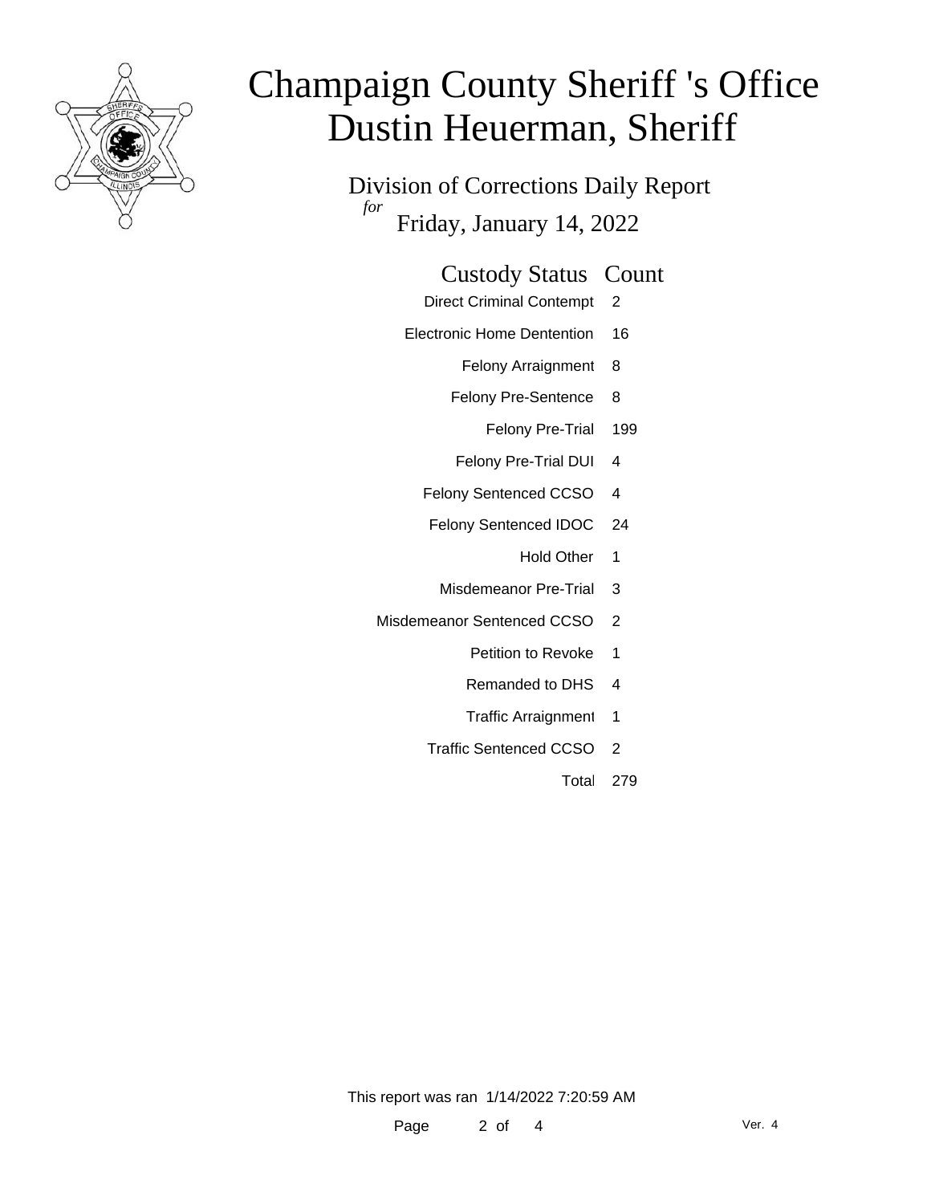# Champaign County Sheriff 's Office
# Dustin Heuerman, Sheriff

Division of Corrections Daily Report

*for* Friday, January 14, 2022

| Custody Status | Count |
| --- | --- |
| Direct Criminal Contempt | 2 |
| Electronic Home Dentention | 16 |
| Felony Arraignment | 8 |
| Felony Pre-Sentence | 8 |
| Felony Pre-Trial | 199 |
| Felony Pre-Trial DUI | 4 |
| Felony Sentenced CCSO | 4 |
| Felony Sentenced IDOC | 24 |
| Hold Other | 1 |
| Misdemeanor Pre-Trial | 3 |
| Misdemeanor Sentenced CCSO | 2 |
| Petition to Revoke | 1 |
| Remanded to DHS | 4 |
| Traffic Arraignment | 1 |
| Traffic Sentenced CCSO | 2 |
| Total | 279 |

This report was ran 1/14/2022 7:20:59 AM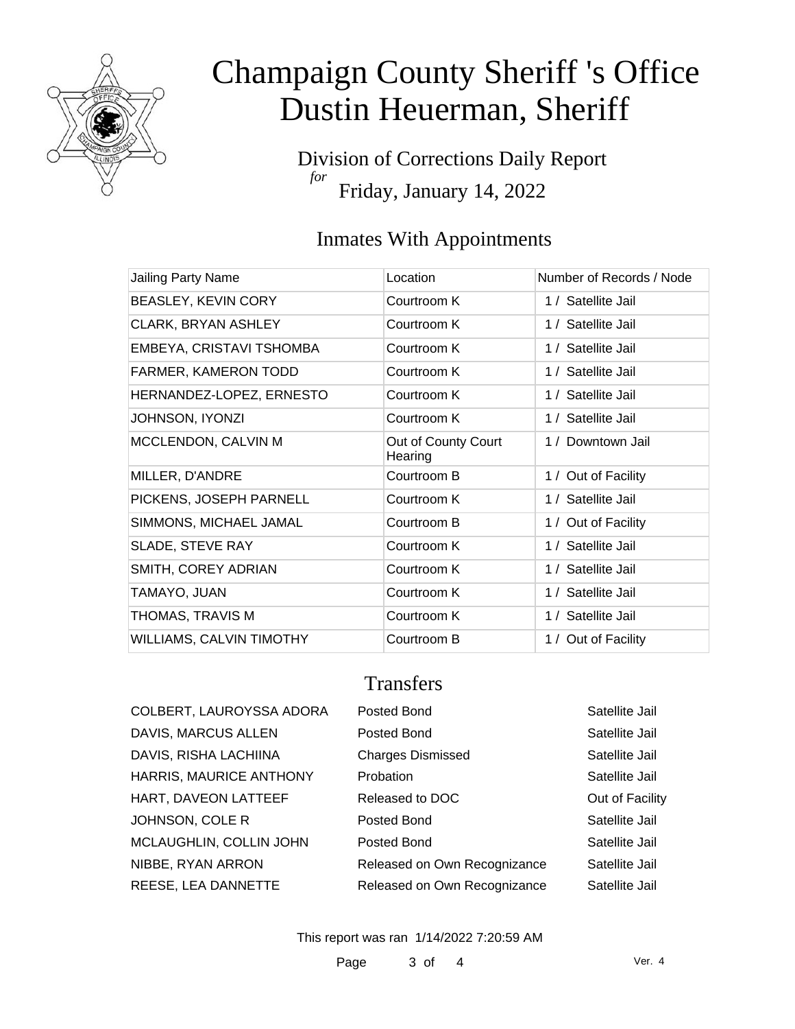# Champaign County Sheriff 's Office
# Dustin Heuerman, Sheriff

Division of Corrections Daily Report
*for*
Friday, January 14, 2022

## Inmates With Appointments

| Jailing Party Name | Location | Number of Records / Node |
|---|---|---|
| BEASLEY, KEVIN CORY | Courtroom K | 1 / Satellite Jail |
| CLARK, BRYAN ASHLEY | Courtroom K | 1 / Satellite Jail |
| EMBEYA, CRISTAVI TSHOMBA | Courtroom K | 1 / Satellite Jail |
| FARMER, KAMERON TODD | Courtroom K | 1 / Satellite Jail |
| HERNANDEZ-LOPEZ, ERNESTO | Courtroom K | 1 / Satellite Jail |
| JOHNSON, IYONZI | Courtroom K | 1 / Satellite Jail |
| MCCLENDON, CALVIN M | Out of County Court Hearing | 1 / Downtown Jail |
| MILLER, D'ANDRE | Courtroom B | 1 / Out of Facility |
| PICKENS, JOSEPH PARNELL | Courtroom K | 1 / Satellite Jail |
| SIMMONS, MICHAEL JAMAL | Courtroom B | 1 / Out of Facility |
| SLADE, STEVE RAY | Courtroom K | 1 / Satellite Jail |
| SMITH, COREY ADRIAN | Courtroom K | 1 / Satellite Jail |
| TAMAYO, JUAN | Courtroom K | 1 / Satellite Jail |
| THOMAS, TRAVIS M | Courtroom K | 1 / Satellite Jail |
| WILLIAMS, CALVIN TIMOTHY | Courtroom B | 1 / Out of Facility |

## Transfers

| | | |
|---|---|---|
| COLBERT, LAUROYSSA ADORA | Posted Bond | Satellite Jail |
| DAVIS, MARCUS ALLEN | Posted Bond | Satellite Jail |
| DAVIS, RISHA LACHIINA | Charges Dismissed | Satellite Jail |
| HARRIS, MAURICE ANTHONY | Probation | Satellite Jail |
| HART, DAVEON LATTEEF | Released to DOC | Out of Facility |
| JOHNSON, COLE R | Posted Bond | Satellite Jail |
| MCLAUGHLIN, COLLIN JOHN | Posted Bond | Satellite Jail |
| NIBBE, RYAN ARRON | Released on Own Recognizance | Satellite Jail |
| REESE, LEA DANNETTE | Released on Own Recognizance | Satellite Jail |

This report was ran 1/14/2022 7:20:59 AM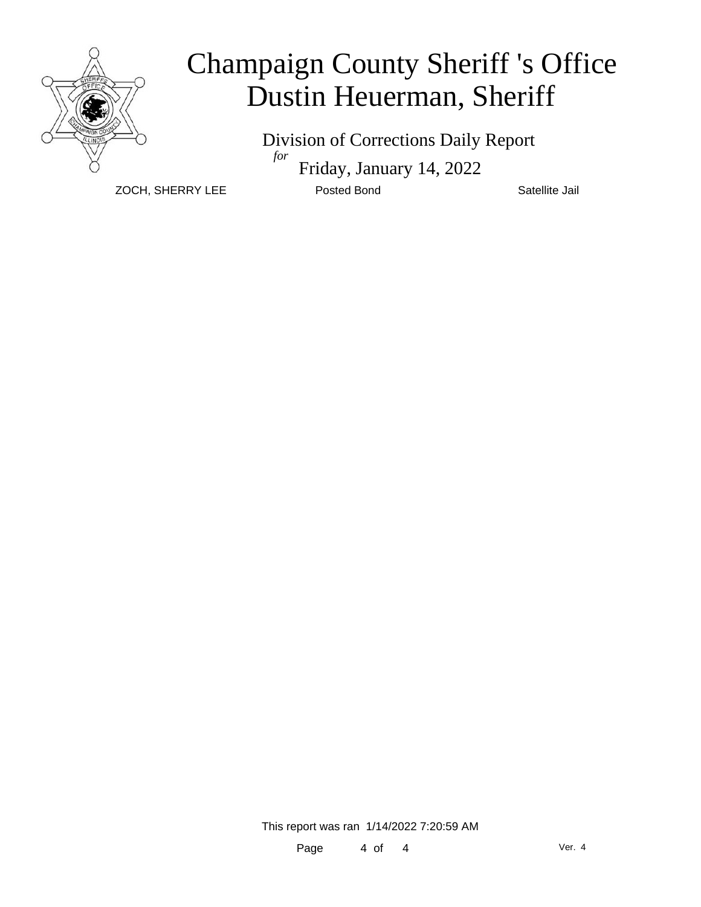# Champaign County Sheriff 's Office
# Dustin Heuerman, Sheriff

Division of Corrections Daily Report

*for*

Friday, January 14, 2022

| | | |
|---|---|---|
| ZOCH, SHERRY LEE | Posted Bond | Satellite Jail |

This report was ran 1/14/2022 7:20:59 AM

Ver. 4